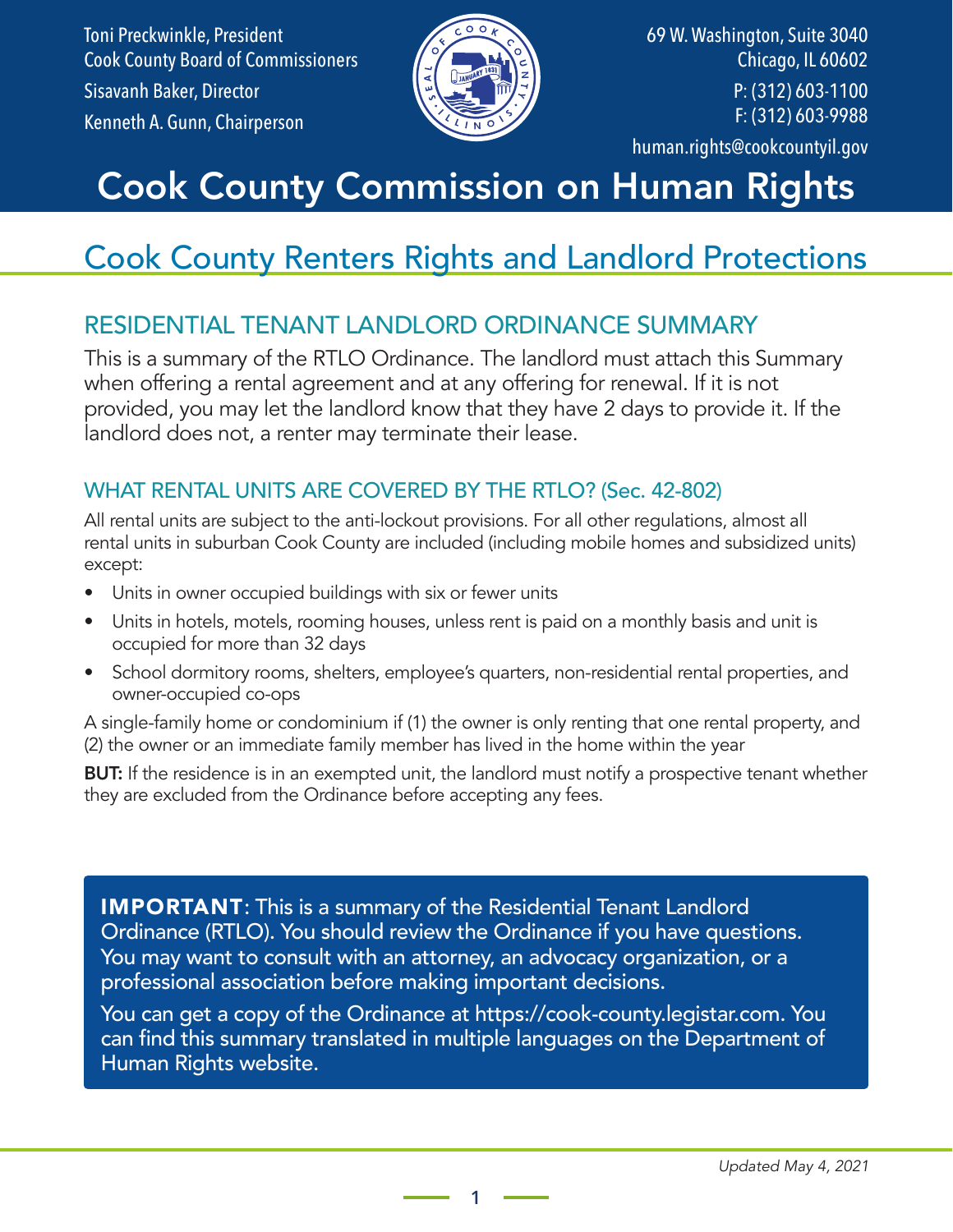Toni Preckwinkle, President
Cook County Board of Commissioners
Sisavanh Baker, Director
Kenneth A. Gunn, Chairperson

69 W. Washington, Suite 3040
Chicago, IL 60602
P: (312) 603-1100
F: (312) 603-9988
human.rights@cookcountyil.gov

# Cook County Commission on Human Rights

## Cook County Renters Rights and Landlord Protections

### RESIDENTIAL TENANT LANDLORD ORDINANCE SUMMARY

This is a summary of the RTLO Ordinance. The landlord must attach this Summary when offering a rental agreement and at any offering for renewal. If it is not provided, you may let the landlord know that they have 2 days to provide it. If the landlord does not, a renter may terminate their lease.

### WHAT RENTAL UNITS ARE COVERED BY THE RTLO? (Sec. 42-802)

All rental units are subject to the anti-lockout provisions. For all other regulations, almost all rental units in suburban Cook County are included (including mobile homes and subsidized units) except:

- Units in owner occupied buildings with six or fewer units
- Units in hotels, motels, rooming houses, unless rent is paid on a monthly basis and unit is occupied for more than 32 days
- School dormitory rooms, shelters, employee's quarters, non-residential rental properties, and owner-occupied co-ops

A single-family home or condominium if (1) the owner is only renting that one rental property, and (2) the owner or an immediate family member has lived in the home within the year

**BUT:** If the residence is in an exempted unit, the landlord must notify a prospective tenant whether they are excluded from the Ordinance before accepting any fees.

**IMPORTANT**: This is a summary of the Residential Tenant Landlord Ordinance (RTLO). You should review the Ordinance if you have questions. You may want to consult with an attorney, an advocacy organization, or a professional association before making important decisions.

You can get a copy of the Ordinance at https://cook-county.legistar.com. You can find this summary translated in multiple languages on the Department of Human Rights website.

*Updated May 4, 2021*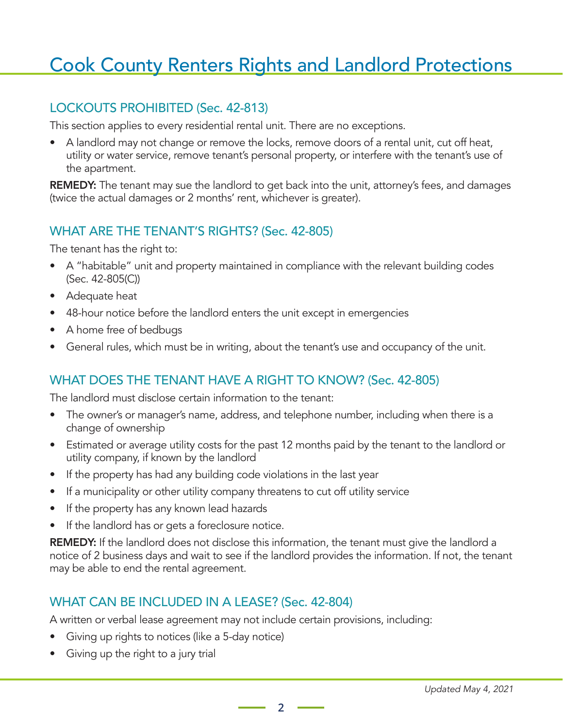# Cook County Renters Rights and Landlord Protections

## LOCKOUTS PROHIBITED (Sec. 42-813)

This section applies to every residential rental unit. There are no exceptions.

- A landlord may not change or remove the locks, remove doors of a rental unit, cut off heat, utility or water service, remove tenant's personal property, or interfere with the tenant's use of the apartment.

**REMEDY:** The tenant may sue the landlord to get back into the unit, attorney's fees, and damages (twice the actual damages or 2 months' rent, whichever is greater).

## WHAT ARE THE TENANT'S RIGHTS? (Sec. 42-805)

The tenant has the right to:

- A "habitable" unit and property maintained in compliance with the relevant building codes (Sec. 42-805(C))
- Adequate heat
- 48-hour notice before the landlord enters the unit except in emergencies
- A home free of bedbugs
- General rules, which must be in writing, about the tenant's use and occupancy of the unit.

## WHAT DOES THE TENANT HAVE A RIGHT TO KNOW? (Sec. 42-805)

The landlord must disclose certain information to the tenant:

- The owner's or manager's name, address, and telephone number, including when there is a change of ownership
- Estimated or average utility costs for the past 12 months paid by the tenant to the landlord or utility company, if known by the landlord
- If the property has had any building code violations in the last year
- If a municipality or other utility company threatens to cut off utility service
- If the property has any known lead hazards
- If the landlord has or gets a foreclosure notice.

**REMEDY:** If the landlord does not disclose this information, the tenant must give the landlord a notice of 2 business days and wait to see if the landlord provides the information. If not, the tenant may be able to end the rental agreement.

## WHAT CAN BE INCLUDED IN A LEASE? (Sec. 42-804)

A written or verbal lease agreement may not include certain provisions, including:

- Giving up rights to notices (like a 5-day notice)
- Giving up the right to a jury trial

*Updated May 4, 2021*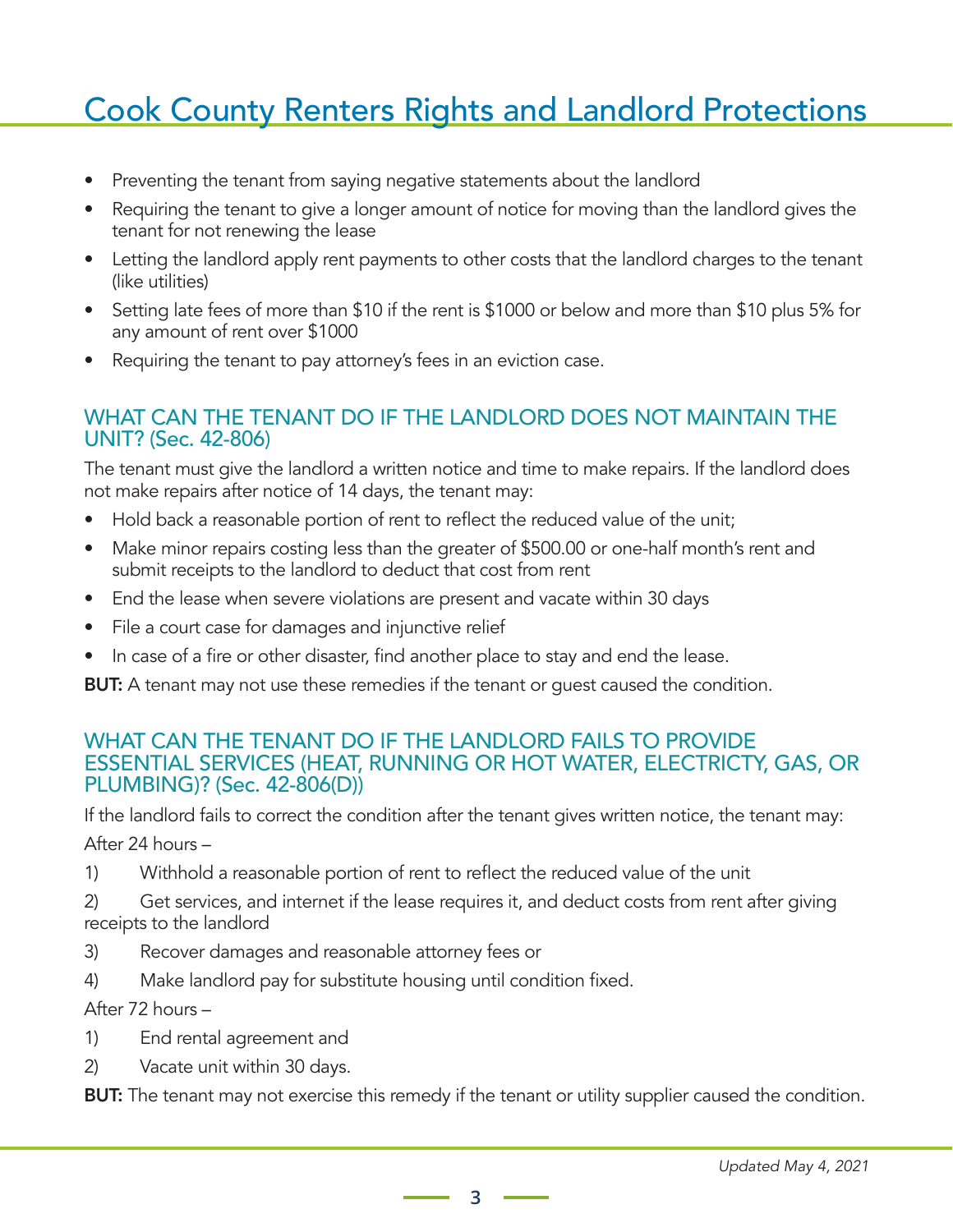- Preventing the tenant from saying negative statements about the landlord
- Requiring the tenant to give a longer amount of notice for moving than the landlord gives the tenant for not renewing the lease
- Letting the landlord apply rent payments to other costs that the landlord charges to the tenant (like utilities)
- Setting late fees of more than $10 if the rent is $1000 or below and more than $10 plus 5% for any amount of rent over $1000
- Requiring the tenant to pay attorney's fees in an eviction case.

## WHAT CAN THE TENANT DO IF THE LANDLORD DOES NOT MAINTAIN THE UNIT? (Sec. 42-806)

The tenant must give the landlord a written notice and time to make repairs. If the landlord does not make repairs after notice of 14 days, the tenant may:

- Hold back a reasonable portion of rent to reflect the reduced value of the unit;
- Make minor repairs costing less than the greater of $500.00 or one-half month's rent and submit receipts to the landlord to deduct that cost from rent
- End the lease when severe violations are present and vacate within 30 days
- File a court case for damages and injunctive relief
- In case of a fire or other disaster, find another place to stay and end the lease.

**BUT:** A tenant may not use these remedies if the tenant or guest caused the condition.

## WHAT CAN THE TENANT DO IF THE LANDLORD FAILS TO PROVIDE ESSENTIAL SERVICES (HEAT, RUNNING OR HOT WATER, ELECTRICTY, GAS, OR PLUMBING)? (Sec. 42-806(D))

If the landlord fails to correct the condition after the tenant gives written notice, the tenant may:

After 24 hours –

1) Withhold a reasonable portion of rent to reflect the reduced value of the unit
2) Get services, and internet if the lease requires it, and deduct costs from rent after giving receipts to the landlord
3) Recover damages and reasonable attorney fees or
4) Make landlord pay for substitute housing until condition fixed.

After 72 hours –

1) End rental agreement and
2) Vacate unit within 30 days.

**BUT:** The tenant may not exercise this remedy if the tenant or utility supplier caused the condition.

*Updated May 4, 2021*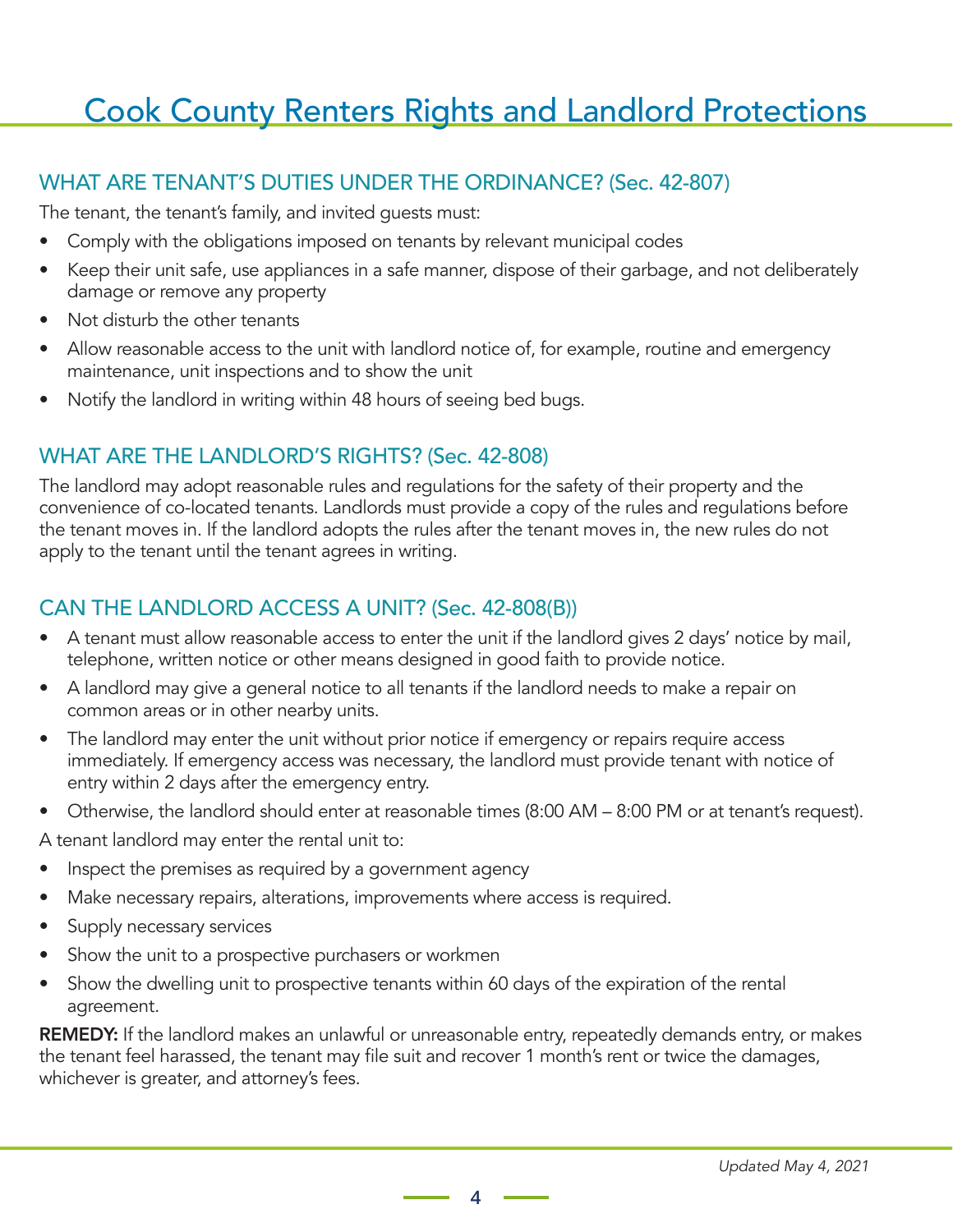# Cook County Renters Rights and Landlord Protections

## WHAT ARE TENANT'S DUTIES UNDER THE ORDINANCE? (Sec. 42-807)

The tenant, the tenant's family, and invited guests must:

- Comply with the obligations imposed on tenants by relevant municipal codes
- Keep their unit safe, use appliances in a safe manner, dispose of their garbage, and not deliberately damage or remove any property
- Not disturb the other tenants
- Allow reasonable access to the unit with landlord notice of, for example, routine and emergency maintenance, unit inspections and to show the unit
- Notify the landlord in writing within 48 hours of seeing bed bugs.

## WHAT ARE THE LANDLORD'S RIGHTS? (Sec. 42-808)

The landlord may adopt reasonable rules and regulations for the safety of their property and the convenience of co-located tenants. Landlords must provide a copy of the rules and regulations before the tenant moves in. If the landlord adopts the rules after the tenant moves in, the new rules do not apply to the tenant until the tenant agrees in writing.

## CAN THE LANDLORD ACCESS A UNIT? (Sec. 42-808(B))

- A tenant must allow reasonable access to enter the unit if the landlord gives 2 days' notice by mail, telephone, written notice or other means designed in good faith to provide notice.
- A landlord may give a general notice to all tenants if the landlord needs to make a repair on common areas or in other nearby units.
- The landlord may enter the unit without prior notice if emergency or repairs require access immediately. If emergency access was necessary, the landlord must provide tenant with notice of entry within 2 days after the emergency entry.
- Otherwise, the landlord should enter at reasonable times (8:00 AM – 8:00 PM or at tenant's request).

A tenant landlord may enter the rental unit to:

- Inspect the premises as required by a government agency
- Make necessary repairs, alterations, improvements where access is required.
- Supply necessary services
- Show the unit to a prospective purchasers or workmen
- Show the dwelling unit to prospective tenants within 60 days of the expiration of the rental agreement.

**REMEDY:** If the landlord makes an unlawful or unreasonable entry, repeatedly demands entry, or makes the tenant feel harassed, the tenant may file suit and recover 1 month's rent or twice the damages, whichever is greater, and attorney's fees.

*Updated May 4, 2021*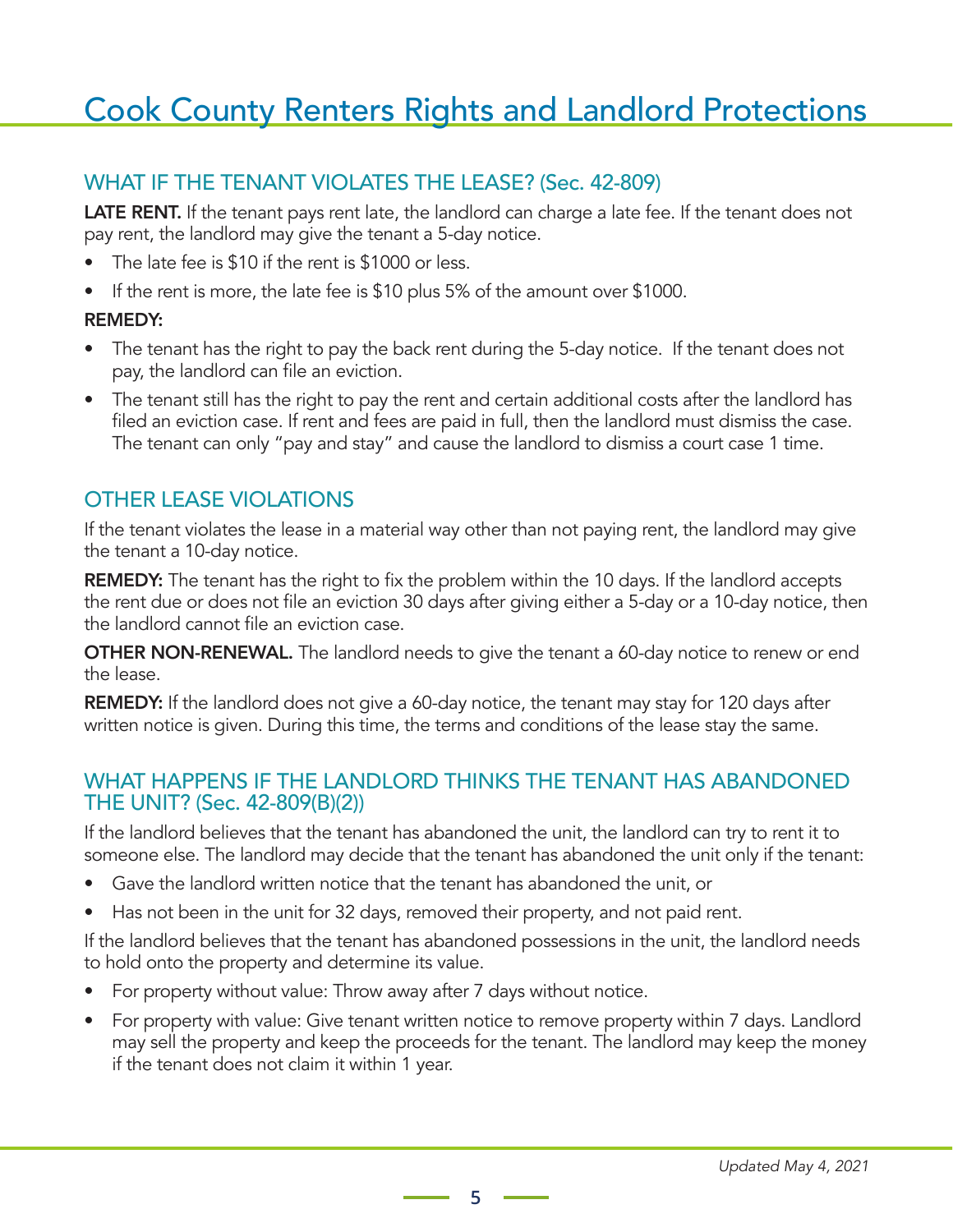# Cook County Renters Rights and Landlord Protections

## WHAT IF THE TENANT VIOLATES THE LEASE? (Sec. 42-809)

**LATE RENT.** If the tenant pays rent late, the landlord can charge a late fee. If the tenant does not pay rent, the landlord may give the tenant a 5-day notice.

- The late fee is $10 if the rent is $1000 or less.
- If the rent is more, the late fee is $10 plus 5% of the amount over $1000.

**REMEDY:**

- The tenant has the right to pay the back rent during the 5-day notice. If the tenant does not pay, the landlord can file an eviction.
- The tenant still has the right to pay the rent and certain additional costs after the landlord has filed an eviction case. If rent and fees are paid in full, then the landlord must dismiss the case. The tenant can only "pay and stay" and cause the landlord to dismiss a court case 1 time.

## OTHER LEASE VIOLATIONS

If the tenant violates the lease in a material way other than not paying rent, the landlord may give the tenant a 10-day notice.

**REMEDY:** The tenant has the right to fix the problem within the 10 days. If the landlord accepts the rent due or does not file an eviction 30 days after giving either a 5-day or a 10-day notice, then the landlord cannot file an eviction case.

**OTHER NON-RENEWAL.** The landlord needs to give the tenant a 60-day notice to renew or end the lease.

**REMEDY:** If the landlord does not give a 60-day notice, the tenant may stay for 120 days after written notice is given. During this time, the terms and conditions of the lease stay the same.

## WHAT HAPPENS IF THE LANDLORD THINKS THE TENANT HAS ABANDONED THE UNIT? (Sec. 42-809(B)(2))

If the landlord believes that the tenant has abandoned the unit, the landlord can try to rent it to someone else. The landlord may decide that the tenant has abandoned the unit only if the tenant:

- Gave the landlord written notice that the tenant has abandoned the unit, or
- Has not been in the unit for 32 days, removed their property, and not paid rent.

If the landlord believes that the tenant has abandoned possessions in the unit, the landlord needs to hold onto the property and determine its value.

- For property without value: Throw away after 7 days without notice.
- For property with value: Give tenant written notice to remove property within 7 days. Landlord may sell the property and keep the proceeds for the tenant. The landlord may keep the money if the tenant does not claim it within 1 year.

*Updated May 4, 2021*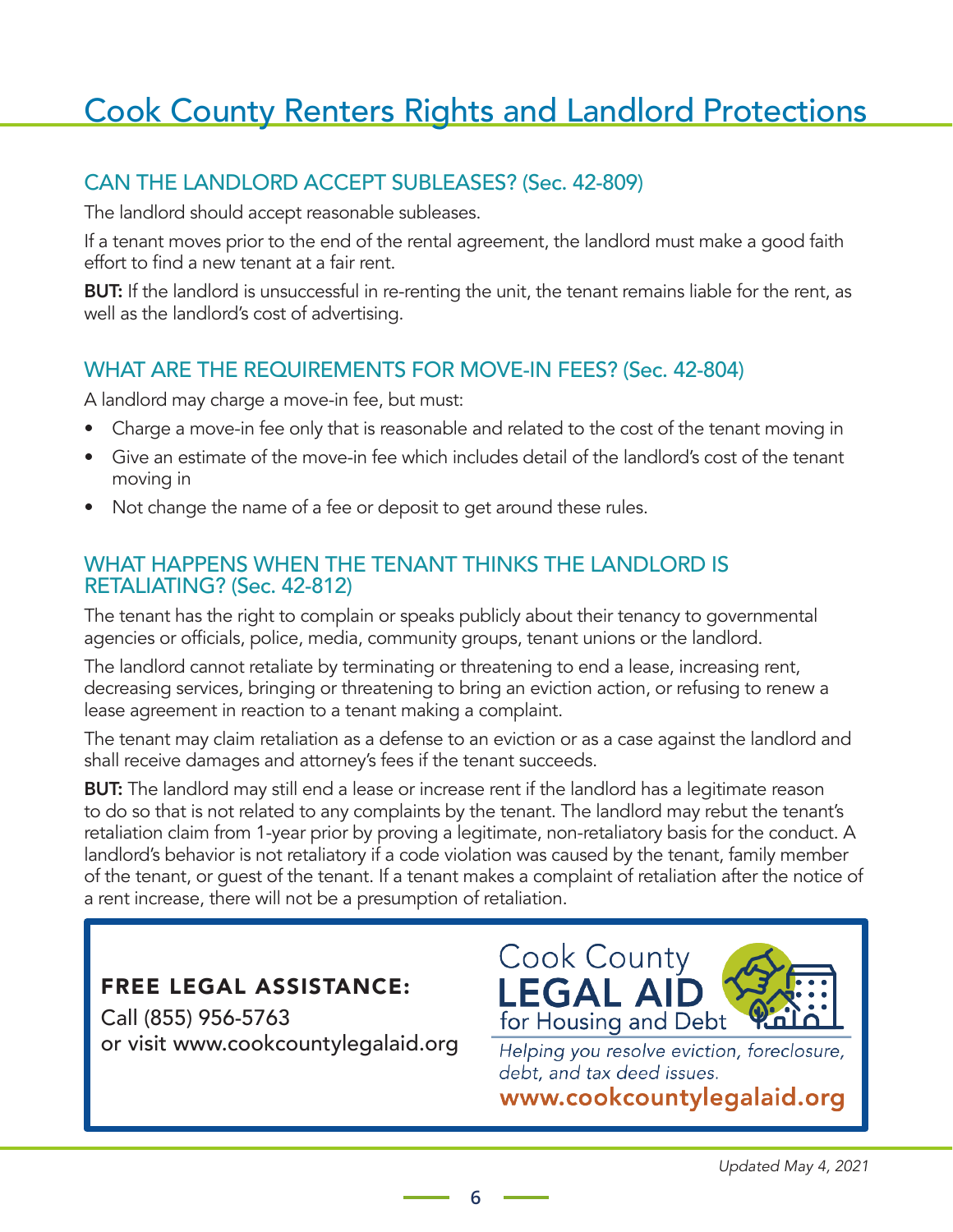# Cook County Renters Rights and Landlord Protections

## CAN THE LANDLORD ACCEPT SUBLEASES? (Sec. 42-809)

The landlord should accept reasonable subleases.

If a tenant moves prior to the end of the rental agreement, the landlord must make a good faith effort to find a new tenant at a fair rent.

**BUT:** If the landlord is unsuccessful in re-renting the unit, the tenant remains liable for the rent, as well as the landlord's cost of advertising.

## WHAT ARE THE REQUIREMENTS FOR MOVE-IN FEES? (Sec. 42-804)

A landlord may charge a move-in fee, but must:

- Charge a move-in fee only that is reasonable and related to the cost of the tenant moving in
- Give an estimate of the move-in fee which includes detail of the landlord's cost of the tenant moving in
- Not change the name of a fee or deposit to get around these rules.

## WHAT HAPPENS WHEN THE TENANT THINKS THE LANDLORD IS RETALIATING? (Sec. 42-812)

The tenant has the right to complain or speaks publicly about their tenancy to governmental agencies or officials, police, media, community groups, tenant unions or the landlord.

The landlord cannot retaliate by terminating or threatening to end a lease, increasing rent, decreasing services, bringing or threatening to bring an eviction action, or refusing to renew a lease agreement in reaction to a tenant making a complaint.

The tenant may claim retaliation as a defense to an eviction or as a case against the landlord and shall receive damages and attorney's fees if the tenant succeeds.

**BUT:** The landlord may still end a lease or increase rent if the landlord has a legitimate reason to do so that is not related to any complaints by the tenant. The landlord may rebut the tenant's retaliation claim from 1-year prior by proving a legitimate, non-retaliatory basis for the conduct. A landlord's behavior is not retaliatory if a code violation was caused by the tenant, family member of the tenant, or guest of the tenant. If a tenant makes a complaint of retaliation after the notice of a rent increase, there will not be a presumption of retaliation.

**FREE LEGAL ASSISTANCE:**
Call (855) 956-5763
or visit www.cookcountylegalaid.org

Cook County
**LEGAL AID**
for Housing and Debt

*Helping you resolve eviction, foreclosure, debt, and tax deed issues.*

**www.cookcountylegalaid.org**

*Updated May 4, 2021*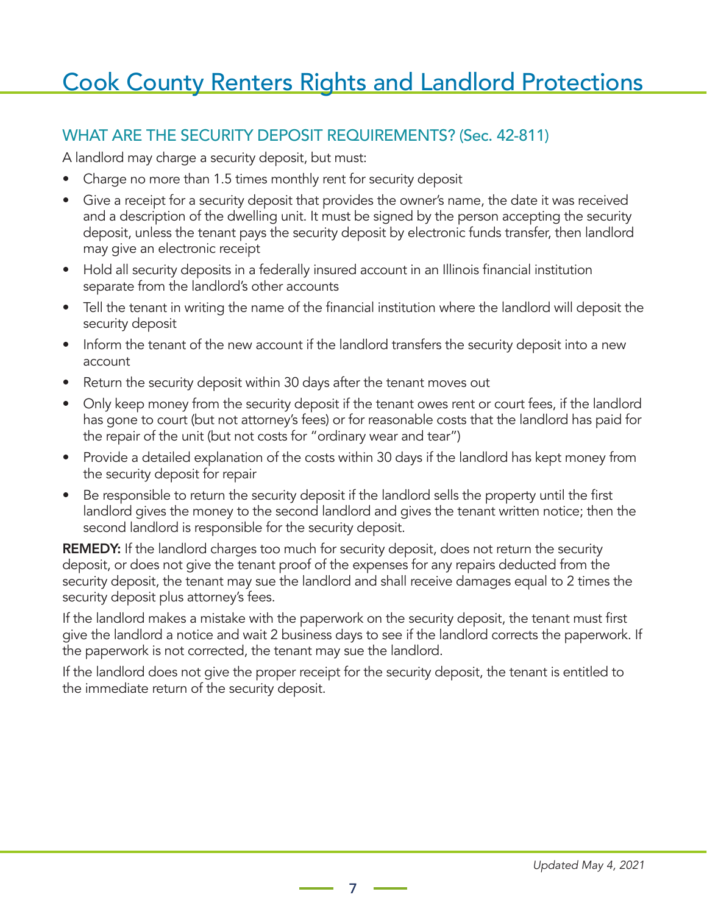# Cook County Renters Rights and Landlord Protections

## WHAT ARE THE SECURITY DEPOSIT REQUIREMENTS? (Sec. 42-811)

A landlord may charge a security deposit, but must:

- Charge no more than 1.5 times monthly rent for security deposit
- Give a receipt for a security deposit that provides the owner's name, the date it was received and a description of the dwelling unit. It must be signed by the person accepting the security deposit, unless the tenant pays the security deposit by electronic funds transfer, then landlord may give an electronic receipt
- Hold all security deposits in a federally insured account in an Illinois financial institution separate from the landlord's other accounts
- Tell the tenant in writing the name of the financial institution where the landlord will deposit the security deposit
- Inform the tenant of the new account if the landlord transfers the security deposit into a new account
- Return the security deposit within 30 days after the tenant moves out
- Only keep money from the security deposit if the tenant owes rent or court fees, if the landlord has gone to court (but not attorney's fees) or for reasonable costs that the landlord has paid for the repair of the unit (but not costs for "ordinary wear and tear")
- Provide a detailed explanation of the costs within 30 days if the landlord has kept money from the security deposit for repair
- Be responsible to return the security deposit if the landlord sells the property until the first landlord gives the money to the second landlord and gives the tenant written notice; then the second landlord is responsible for the security deposit.

**REMEDY:** If the landlord charges too much for security deposit, does not return the security deposit, or does not give the tenant proof of the expenses for any repairs deducted from the security deposit, the tenant may sue the landlord and shall receive damages equal to 2 times the security deposit plus attorney's fees.

If the landlord makes a mistake with the paperwork on the security deposit, the tenant must first give the landlord a notice and wait 2 business days to see if the landlord corrects the paperwork. If the paperwork is not corrected, the tenant may sue the landlord.

If the landlord does not give the proper receipt for the security deposit, the tenant is entitled to the immediate return of the security deposit.

*Updated May 4, 2021*